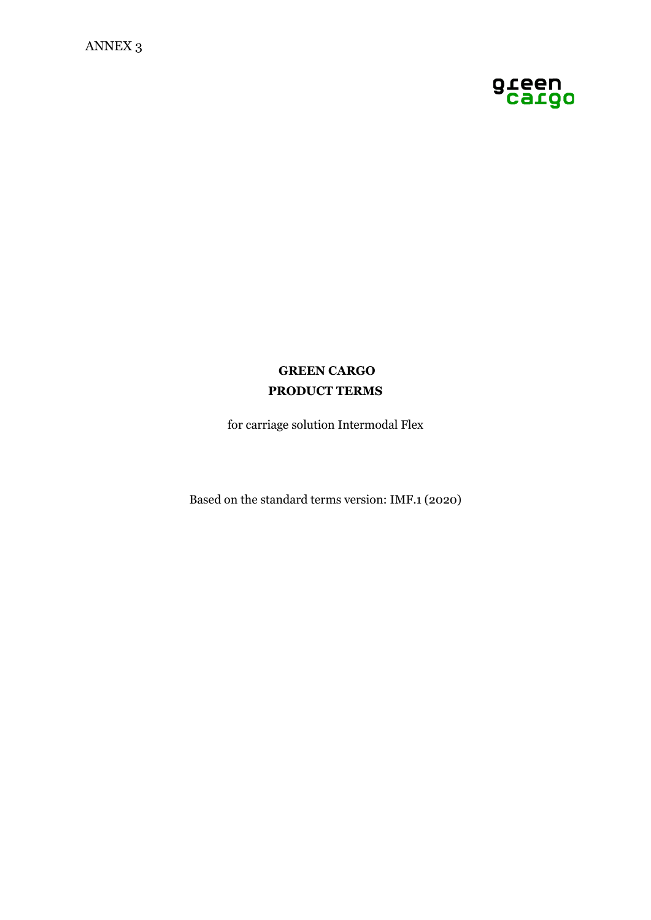ANNEX 3

green cargo

# GREEN CARGO
# PRODUCT TERMS

for carriage solution Intermodal Flex

Based on the standard terms version: IMF.1 (2020)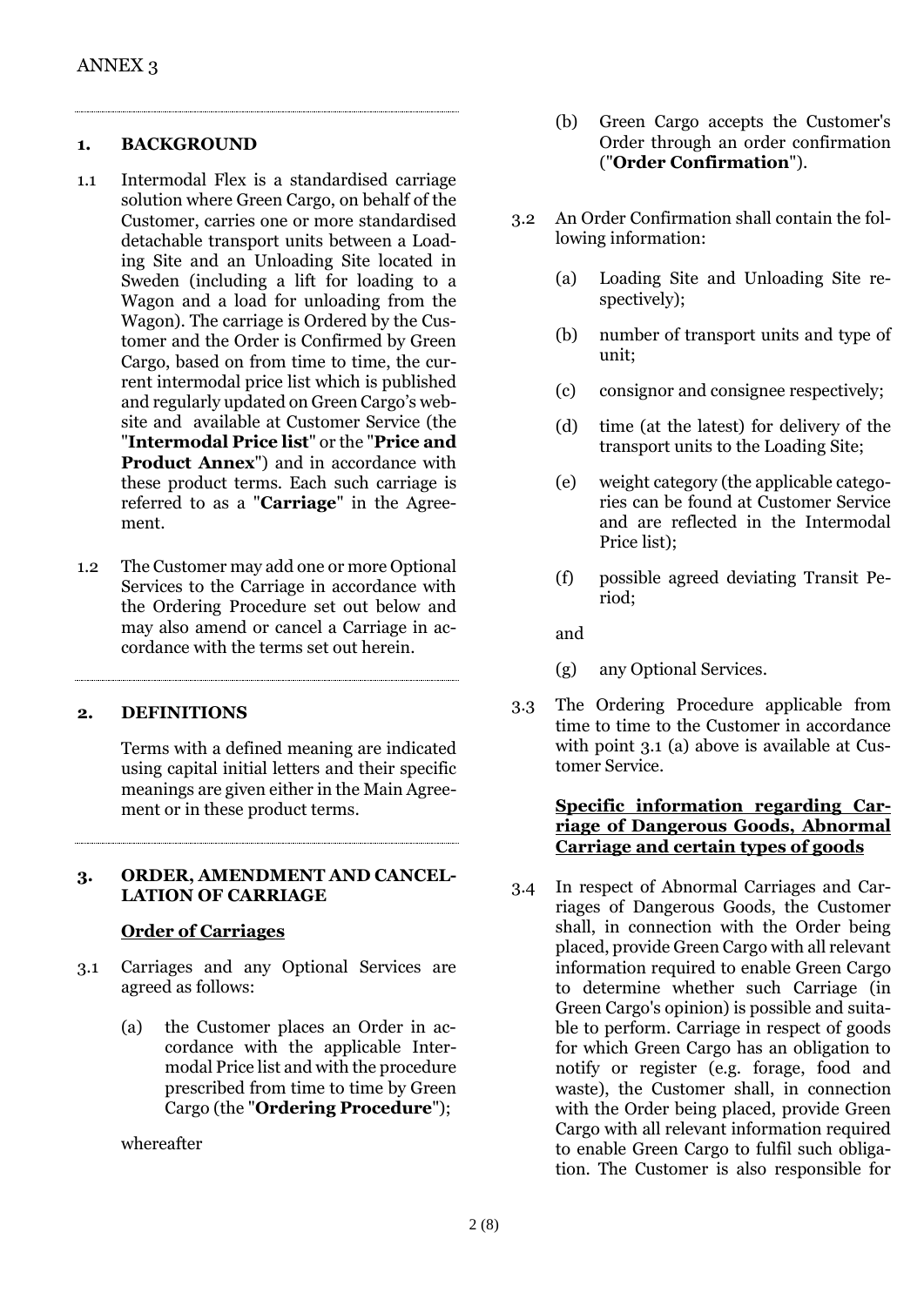ANNEX 3

## 1. BACKGROUND

1.1 Intermodal Flex is a standardised carriage solution where Green Cargo, on behalf of the Customer, carries one or more standardised detachable transport units between a Loading Site and an Unloading Site located in Sweden (including a lift for loading to a Wagon and a load for unloading from the Wagon). The carriage is Ordered by the Customer and the Order is Confirmed by Green Cargo, based on from time to time, the current intermodal price list which is published and regularly updated on Green Cargo's website and available at Customer Service (the "**Intermodal Price list**" or the "**Price and Product Annex**") and in accordance with these product terms. Each such carriage is referred to as a "**Carriage**" in the Agreement.

1.2 The Customer may add one or more Optional Services to the Carriage in accordance with the Ordering Procedure set out below and may also amend or cancel a Carriage in accordance with the terms set out herein.

## 2. DEFINITIONS

Terms with a defined meaning are indicated using capital initial letters and their specific meanings are given either in the Main Agreement or in these product terms.

## 3. ORDER, AMENDMENT AND CANCELLATION OF CARRIAGE

**Order of Carriages**

3.1 Carriages and any Optional Services are agreed as follows:

(a) the Customer places an Order in accordance with the applicable Intermodal Price list and with the procedure prescribed from time to time by Green Cargo (the "**Ordering Procedure**");

whereafter

(b) Green Cargo accepts the Customer's Order through an order confirmation ("**Order Confirmation**").

3.2 An Order Confirmation shall contain the following information:

(a) Loading Site and Unloading Site respectively);

(b) number of transport units and type of unit;

(c) consignor and consignee respectively;

(d) time (at the latest) for delivery of the transport units to the Loading Site;

(e) weight category (the applicable categories can be found at Customer Service and are reflected in the Intermodal Price list);

(f) possible agreed deviating Transit Period;

and

(g) any Optional Services.

3.3 The Ordering Procedure applicable from time to time to the Customer in accordance with point 3.1 (a) above is available at Customer Service.

**Specific information regarding Carriage of Dangerous Goods, Abnormal Carriage and certain types of goods**

3.4 In respect of Abnormal Carriages and Carriages of Dangerous Goods, the Customer shall, in connection with the Order being placed, provide Green Cargo with all relevant information required to enable Green Cargo to determine whether such Carriage (in Green Cargo's opinion) is possible and suitable to perform. Carriage in respect of goods for which Green Cargo has an obligation to notify or register (e.g. forage, food and waste), the Customer shall, in connection with the Order being placed, provide Green Cargo with all relevant information required to enable Green Cargo to fulfil such obligation. The Customer is also responsible for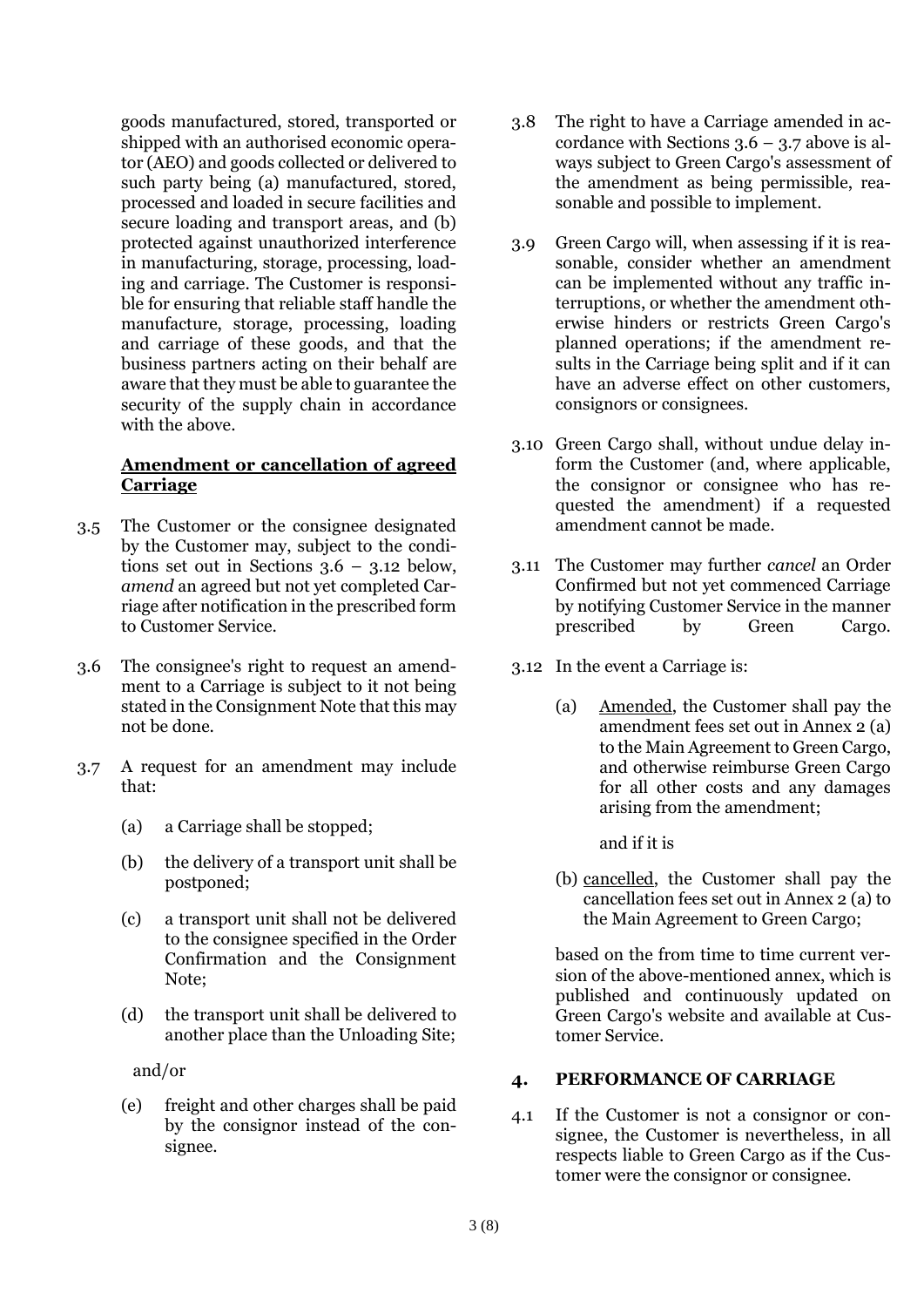goods manufactured, stored, transported or shipped with an authorised economic operator (AEO) and goods collected or delivered to such party being (a) manufactured, stored, processed and loaded in secure facilities and secure loading and transport areas, and (b) protected against unauthorized interference in manufacturing, storage, processing, loading and carriage. The Customer is responsible for ensuring that reliable staff handle the manufacture, storage, processing, loading and carriage of these goods, and that the business partners acting on their behalf are aware that they must be able to guarantee the security of the supply chain in accordance with the above.

**Amendment or cancellation of agreed Carriage**

3.5 The Customer or the consignee designated by the Customer may, subject to the conditions set out in Sections 3.6 – 3.12 below, *amend* an agreed but not yet completed Carriage after notification in the prescribed form to Customer Service.

3.6 The consignee's right to request an amendment to a Carriage is subject to it not being stated in the Consignment Note that this may not be done.

3.7 A request for an amendment may include that:

(a) a Carriage shall be stopped;

(b) the delivery of a transport unit shall be postponed;

(c) a transport unit shall not be delivered to the consignee specified in the Order Confirmation and the Consignment Note;

(d) the transport unit shall be delivered to another place than the Unloading Site;

and/or

(e) freight and other charges shall be paid by the consignor instead of the consignee.

3.8 The right to have a Carriage amended in accordance with Sections 3.6 – 3.7 above is always subject to Green Cargo's assessment of the amendment as being permissible, reasonable and possible to implement.

3.9 Green Cargo will, when assessing if it is reasonable, consider whether an amendment can be implemented without any traffic interruptions, or whether the amendment otherwise hinders or restricts Green Cargo's planned operations; if the amendment results in the Carriage being split and if it can have an adverse effect on other customers, consignors or consignees.

3.10 Green Cargo shall, without undue delay inform the Customer (and, where applicable, the consignor or consignee who has requested the amendment) if a requested amendment cannot be made.

3.11 The Customer may further *cancel* an Order Confirmed but not yet commenced Carriage by notifying Customer Service in the manner prescribed by Green Cargo.

3.12 In the event a Carriage is:

(a) <u>Amended</u>, the Customer shall pay the amendment fees set out in Annex 2 (a) to the Main Agreement to Green Cargo, and otherwise reimburse Green Cargo for all other costs and any damages arising from the amendment;

and if it is

(b) <u>cancelled</u>, the Customer shall pay the cancellation fees set out in Annex 2 (a) to the Main Agreement to Green Cargo;

based on the from time to time current version of the above-mentioned annex, which is published and continuously updated on Green Cargo's website and available at Customer Service.

## 4. PERFORMANCE OF CARRIAGE

4.1 If the Customer is not a consignor or consignee, the Customer is nevertheless, in all respects liable to Green Cargo as if the Customer were the consignor or consignee.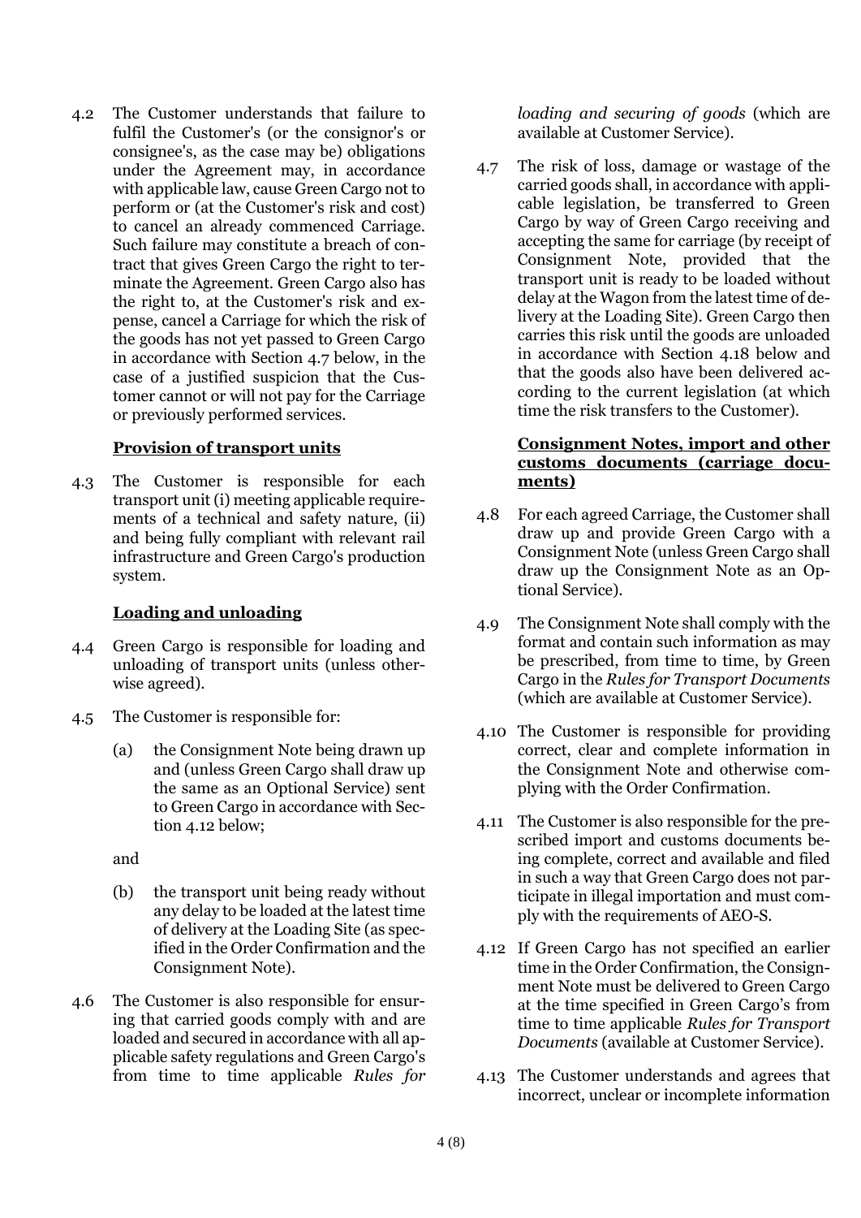4.2 The Customer understands that failure to fulfil the Customer's (or the consignor's or consignee's, as the case may be) obligations under the Agreement may, in accordance with applicable law, cause Green Cargo not to perform or (at the Customer's risk and cost) to cancel an already commenced Carriage. Such failure may constitute a breach of contract that gives Green Cargo the right to terminate the Agreement. Green Cargo also has the right to, at the Customer's risk and expense, cancel a Carriage for which the risk of the goods has not yet passed to Green Cargo in accordance with Section 4.7 below, in the case of a justified suspicion that the Customer cannot or will not pay for the Carriage or previously performed services.

**Provision of transport units**

4.3 The Customer is responsible for each transport unit (i) meeting applicable requirements of a technical and safety nature, (ii) and being fully compliant with relevant rail infrastructure and Green Cargo's production system.

**Loading and unloading**

4.4 Green Cargo is responsible for loading and unloading of transport units (unless otherwise agreed).

4.5 The Customer is responsible for:

(a) the Consignment Note being drawn up and (unless Green Cargo shall draw up the same as an Optional Service) sent to Green Cargo in accordance with Section 4.12 below;

and

(b) the transport unit being ready without any delay to be loaded at the latest time of delivery at the Loading Site (as specified in the Order Confirmation and the Consignment Note).

4.6 The Customer is also responsible for ensuring that carried goods comply with and are loaded and secured in accordance with all applicable safety regulations and Green Cargo's from time to time applicable *Rules for loading and securing of goods* (which are available at Customer Service).

4.7 The risk of loss, damage or wastage of the carried goods shall, in accordance with applicable legislation, be transferred to Green Cargo by way of Green Cargo receiving and accepting the same for carriage (by receipt of Consignment Note, provided that the transport unit is ready to be loaded without delay at the Wagon from the latest time of delivery at the Loading Site). Green Cargo then carries this risk until the goods are unloaded in accordance with Section 4.18 below and that the goods also have been delivered according to the current legislation (at which time the risk transfers to the Customer).

**Consignment Notes, import and other customs documents (carriage documents)**

4.8 For each agreed Carriage, the Customer shall draw up and provide Green Cargo with a Consignment Note (unless Green Cargo shall draw up the Consignment Note as an Optional Service).

4.9 The Consignment Note shall comply with the format and contain such information as may be prescribed, from time to time, by Green Cargo in the *Rules for Transport Documents* (which are available at Customer Service).

4.10 The Customer is responsible for providing correct, clear and complete information in the Consignment Note and otherwise complying with the Order Confirmation.

4.11 The Customer is also responsible for the prescribed import and customs documents being complete, correct and available and filed in such a way that Green Cargo does not participate in illegal importation and must comply with the requirements of AEO-S.

4.12 If Green Cargo has not specified an earlier time in the Order Confirmation, the Consignment Note must be delivered to Green Cargo at the time specified in Green Cargo's from time to time applicable *Rules for Transport Documents* (available at Customer Service).

4.13 The Customer understands and agrees that incorrect, unclear or incomplete information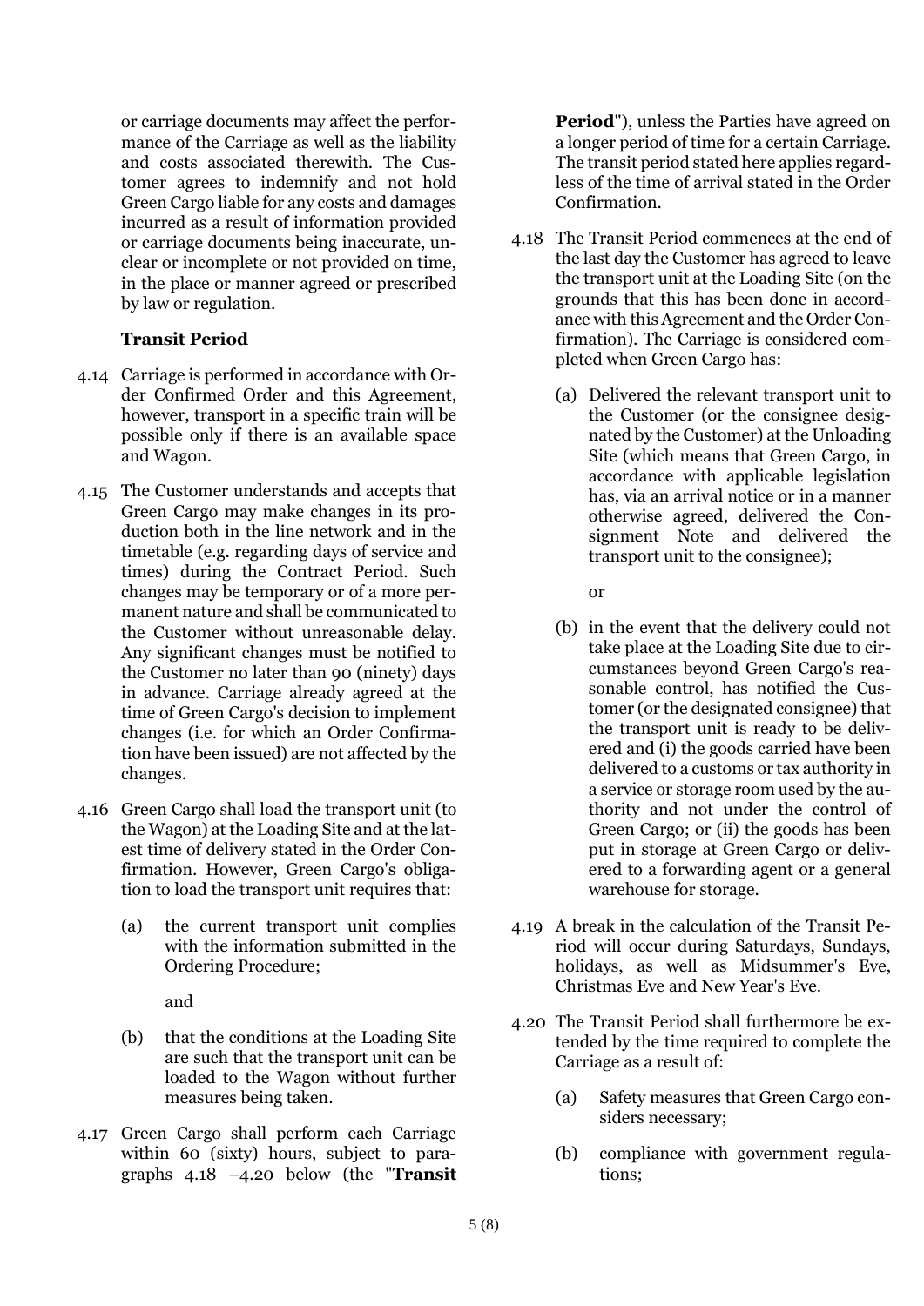or carriage documents may affect the performance of the Carriage as well as the liability and costs associated therewith. The Customer agrees to indemnify and not hold Green Cargo liable for any costs and damages incurred as a result of information provided or carriage documents being inaccurate, unclear or incomplete or not provided on time, in the place or manner agreed or prescribed by law or regulation.

**Transit Period**

4.14 Carriage is performed in accordance with Order Confirmed Order and this Agreement, however, transport in a specific train will be possible only if there is an available space and Wagon.

4.15 The Customer understands and accepts that Green Cargo may make changes in its production both in the line network and in the timetable (e.g. regarding days of service and times) during the Contract Period. Such changes may be temporary or of a more permanent nature and shall be communicated to the Customer without unreasonable delay. Any significant changes must be notified to the Customer no later than 90 (ninety) days in advance. Carriage already agreed at the time of Green Cargo's decision to implement changes (i.e. for which an Order Confirmation have been issued) are not affected by the changes.

4.16 Green Cargo shall load the transport unit (to the Wagon) at the Loading Site and at the latest time of delivery stated in the Order Confirmation. However, Green Cargo's obligation to load the transport unit requires that:

(a) the current transport unit complies with the information submitted in the Ordering Procedure;

and

(b) that the conditions at the Loading Site are such that the transport unit can be loaded to the Wagon without further measures being taken.

4.17 Green Cargo shall perform each Carriage within 60 (sixty) hours, subject to paragraphs 4.18 –4.20 below (the "**Transit Period**"), unless the Parties have agreed on a longer period of time for a certain Carriage. The transit period stated here applies regardless of the time of arrival stated in the Order Confirmation.

4.18 The Transit Period commences at the end of the last day the Customer has agreed to leave the transport unit at the Loading Site (on the grounds that this has been done in accordance with this Agreement and the Order Confirmation). The Carriage is considered completed when Green Cargo has:

(a) Delivered the relevant transport unit to the Customer (or the consignee designated by the Customer) at the Unloading Site (which means that Green Cargo, in accordance with applicable legislation has, via an arrival notice or in a manner otherwise agreed, delivered the Consignment Note and delivered the transport unit to the consignee);

or

(b) in the event that the delivery could not take place at the Loading Site due to circumstances beyond Green Cargo's reasonable control, has notified the Customer (or the designated consignee) that the transport unit is ready to be delivered and (i) the goods carried have been delivered to a customs or tax authority in a service or storage room used by the authority and not under the control of Green Cargo; or (ii) the goods has been put in storage at Green Cargo or delivered to a forwarding agent or a general warehouse for storage.

4.19 A break in the calculation of the Transit Period will occur during Saturdays, Sundays, holidays, as well as Midsummer's Eve, Christmas Eve and New Year's Eve.

4.20 The Transit Period shall furthermore be extended by the time required to complete the Carriage as a result of:

(a) Safety measures that Green Cargo considers necessary;

(b) compliance with government regulations;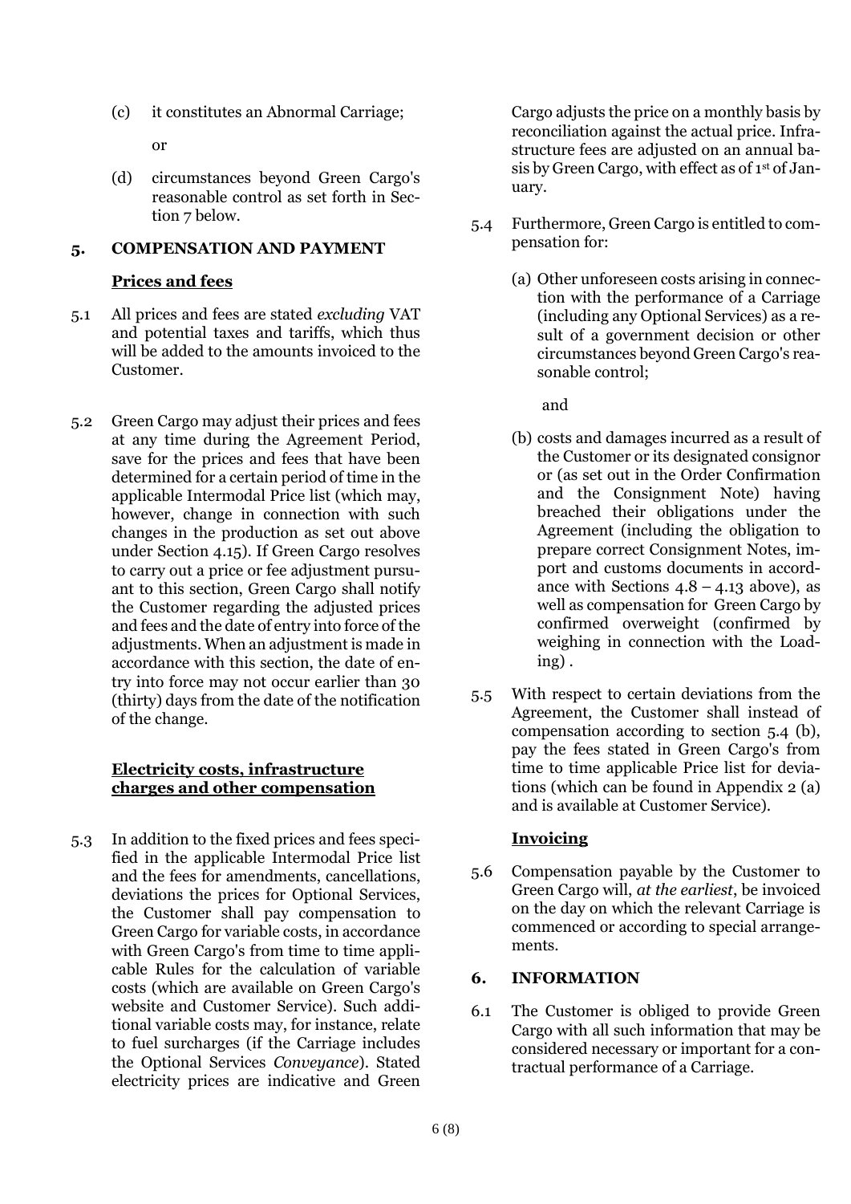(c) it constitutes an Abnormal Carriage;

or

(d) circumstances beyond Green Cargo's reasonable control as set forth in Section 7 below.

## 5. COMPENSATION AND PAYMENT

### Prices and fees

5.1 All prices and fees are stated *excluding* VAT and potential taxes and tariffs, which thus will be added to the amounts invoiced to the Customer.

5.2 Green Cargo may adjust their prices and fees at any time during the Agreement Period, save for the prices and fees that have been determined for a certain period of time in the applicable Intermodal Price list (which may, however, change in connection with such changes in the production as set out above under Section 4.15). If Green Cargo resolves to carry out a price or fee adjustment pursuant to this section, Green Cargo shall notify the Customer regarding the adjusted prices and fees and the date of entry into force of the adjustments. When an adjustment is made in accordance with this section, the date of entry into force may not occur earlier than 30 (thirty) days from the date of the notification of the change.

### Electricity costs, infrastructure charges and other compensation

5.3 In addition to the fixed prices and fees specified in the applicable Intermodal Price list and the fees for amendments, cancellations, deviations the prices for Optional Services, the Customer shall pay compensation to Green Cargo for variable costs, in accordance with Green Cargo's from time to time applicable Rules for the calculation of variable costs (which are available on Green Cargo's website and Customer Service). Such additional variable costs may, for instance, relate to fuel surcharges (if the Carriage includes the Optional Services *Conveyance*). Stated electricity prices are indicative and Green Cargo adjusts the price on a monthly basis by reconciliation against the actual price. Infrastructure fees are adjusted on an annual basis by Green Cargo, with effect as of 1st of January.

5.4 Furthermore, Green Cargo is entitled to compensation for:

(a) Other unforeseen costs arising in connection with the performance of a Carriage (including any Optional Services) as a result of a government decision or other circumstances beyond Green Cargo's reasonable control;

and

(b) costs and damages incurred as a result of the Customer or its designated consignor or (as set out in the Order Confirmation and the Consignment Note) having breached their obligations under the Agreement (including the obligation to prepare correct Consignment Notes, import and customs documents in accordance with Sections 4.8 – 4.13 above), as well as compensation for Green Cargo by confirmed overweight (confirmed by weighing in connection with the Loading) .

5.5 With respect to certain deviations from the Agreement, the Customer shall instead of compensation according to section 5.4 (b), pay the fees stated in Green Cargo's from time to time applicable Price list for deviations (which can be found in Appendix 2 (a) and is available at Customer Service).

### Invoicing

5.6 Compensation payable by the Customer to Green Cargo will, *at the earliest*, be invoiced on the day on which the relevant Carriage is commenced or according to special arrangements.

## 6. INFORMATION

6.1 The Customer is obliged to provide Green Cargo with all such information that may be considered necessary or important for a contractual performance of a Carriage.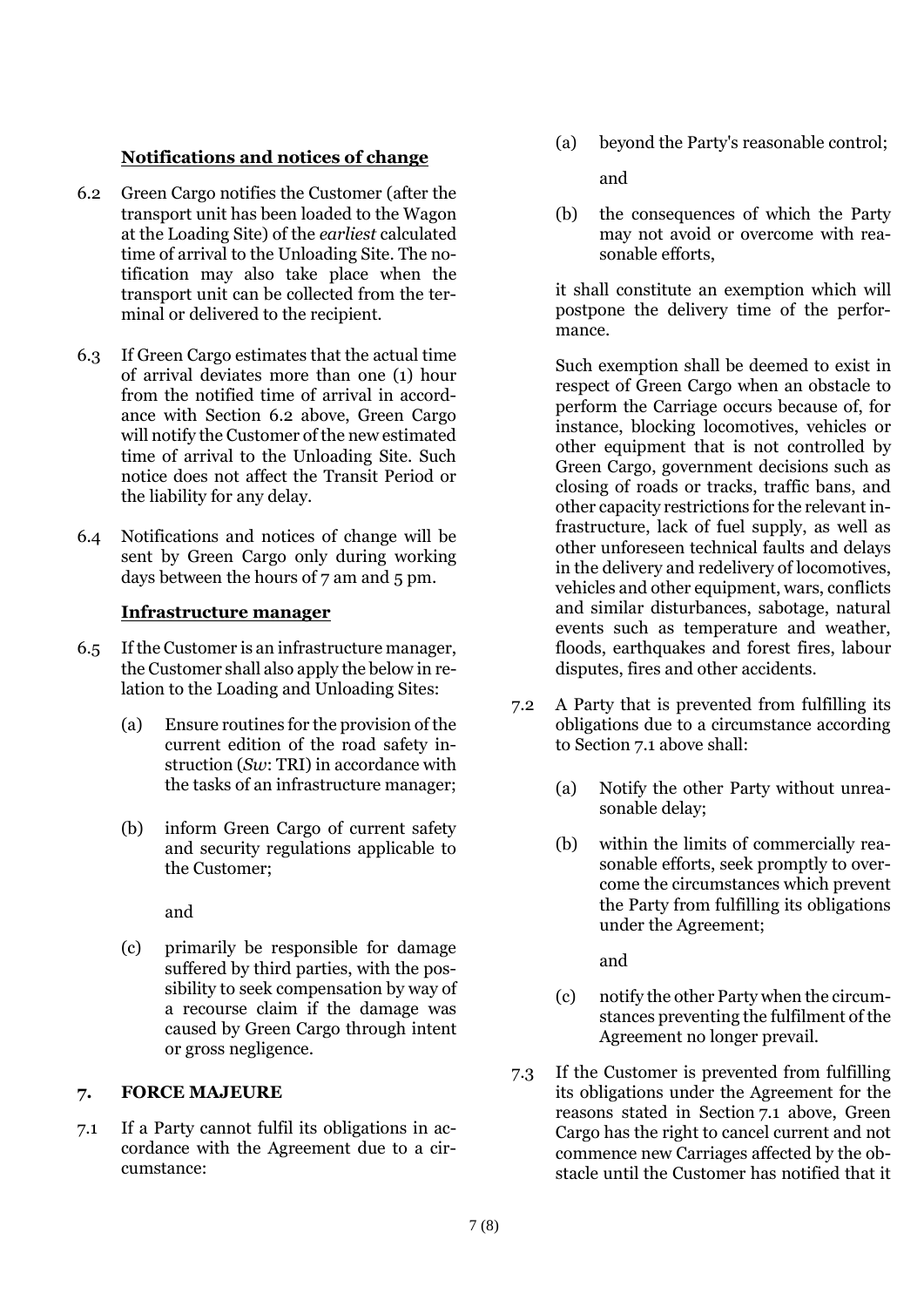**Notifications and notices of change**

6.2 Green Cargo notifies the Customer (after the transport unit has been loaded to the Wagon at the Loading Site) of the *earliest* calculated time of arrival to the Unloading Site. The notification may also take place when the transport unit can be collected from the terminal or delivered to the recipient.

6.3 If Green Cargo estimates that the actual time of arrival deviates more than one (1) hour from the notified time of arrival in accordance with Section 6.2 above, Green Cargo will notify the Customer of the new estimated time of arrival to the Unloading Site. Such notice does not affect the Transit Period or the liability for any delay.

6.4 Notifications and notices of change will be sent by Green Cargo only during working days between the hours of 7 am and 5 pm.

**Infrastructure manager**

6.5 If the Customer is an infrastructure manager, the Customer shall also apply the below in relation to the Loading and Unloading Sites:

(a) Ensure routines for the provision of the current edition of the road safety instruction (*Sw*: TRI) in accordance with the tasks of an infrastructure manager;

(b) inform Green Cargo of current safety and security regulations applicable to the Customer;

and

(c) primarily be responsible for damage suffered by third parties, with the possibility to seek compensation by way of a recourse claim if the damage was caused by Green Cargo through intent or gross negligence.

## 7. FORCE MAJEURE

7.1 If a Party cannot fulfil its obligations in accordance with the Agreement due to a circumstance:

(a) beyond the Party's reasonable control;

and

(b) the consequences of which the Party may not avoid or overcome with reasonable efforts,

it shall constitute an exemption which will postpone the delivery time of the performance.

Such exemption shall be deemed to exist in respect of Green Cargo when an obstacle to perform the Carriage occurs because of, for instance, blocking locomotives, vehicles or other equipment that is not controlled by Green Cargo, government decisions such as closing of roads or tracks, traffic bans, and other capacity restrictions for the relevant infrastructure, lack of fuel supply, as well as other unforeseen technical faults and delays in the delivery and redelivery of locomotives, vehicles and other equipment, wars, conflicts and similar disturbances, sabotage, natural events such as temperature and weather, floods, earthquakes and forest fires, labour disputes, fires and other accidents.

7.2 A Party that is prevented from fulfilling its obligations due to a circumstance according to Section 7.1 above shall:

(a) Notify the other Party without unreasonable delay;

(b) within the limits of commercially reasonable efforts, seek promptly to overcome the circumstances which prevent the Party from fulfilling its obligations under the Agreement;

and

(c) notify the other Party when the circumstances preventing the fulfilment of the Agreement no longer prevail.

7.3 If the Customer is prevented from fulfilling its obligations under the Agreement for the reasons stated in Section 7.1 above, Green Cargo has the right to cancel current and not commence new Carriages affected by the obstacle until the Customer has notified that it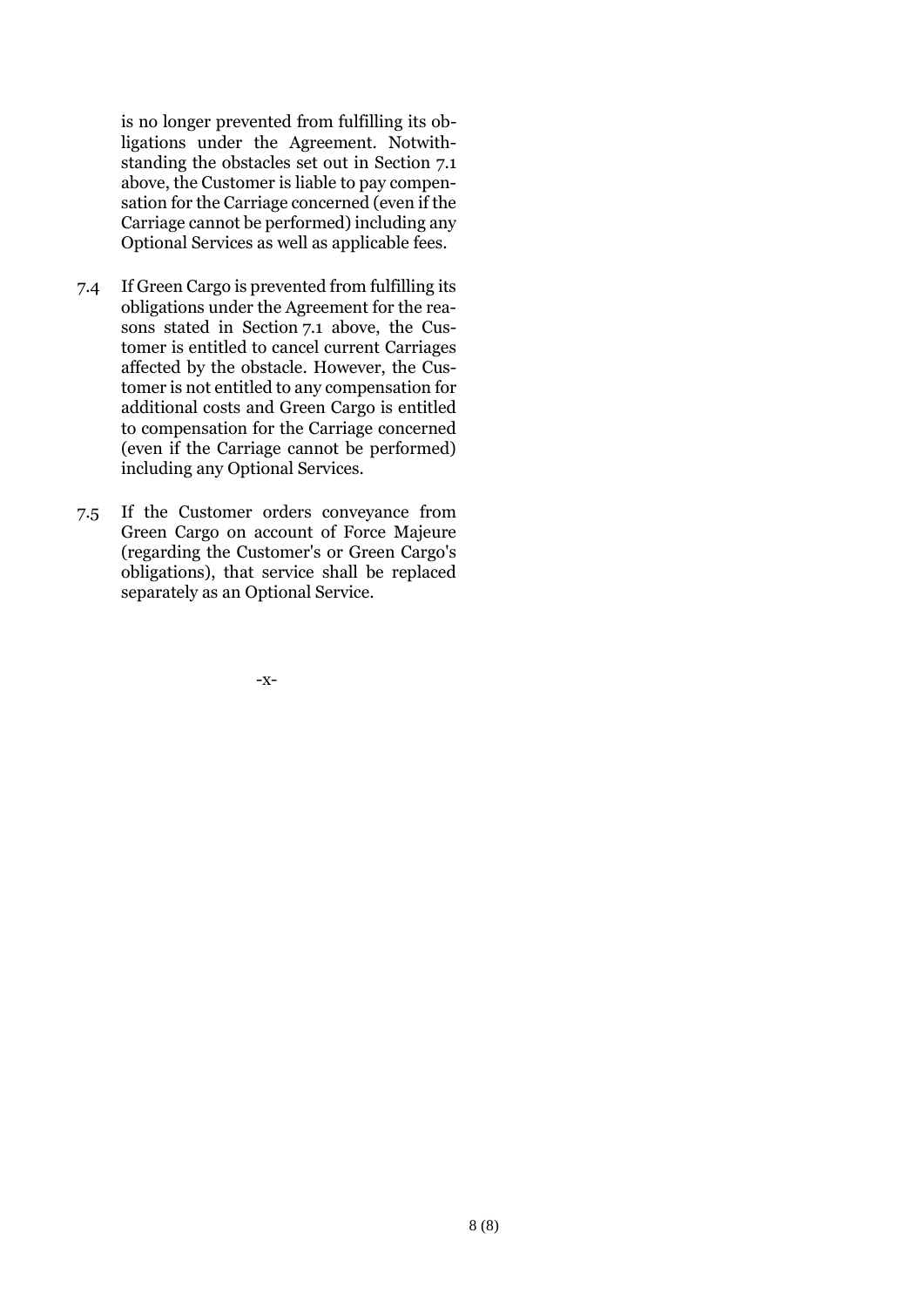is no longer prevented from fulfilling its obligations under the Agreement. Notwithstanding the obstacles set out in Section 7.1 above, the Customer is liable to pay compensation for the Carriage concerned (even if the Carriage cannot be performed) including any Optional Services as well as applicable fees.

7.4 If Green Cargo is prevented from fulfilling its obligations under the Agreement for the reasons stated in Section 7.1 above, the Customer is entitled to cancel current Carriages affected by the obstacle. However, the Customer is not entitled to any compensation for additional costs and Green Cargo is entitled to compensation for the Carriage concerned (even if the Carriage cannot be performed) including any Optional Services.

7.5 If the Customer orders conveyance from Green Cargo on account of Force Majeure (regarding the Customer's or Green Cargo's obligations), that service shall be replaced separately as an Optional Service.

-x-